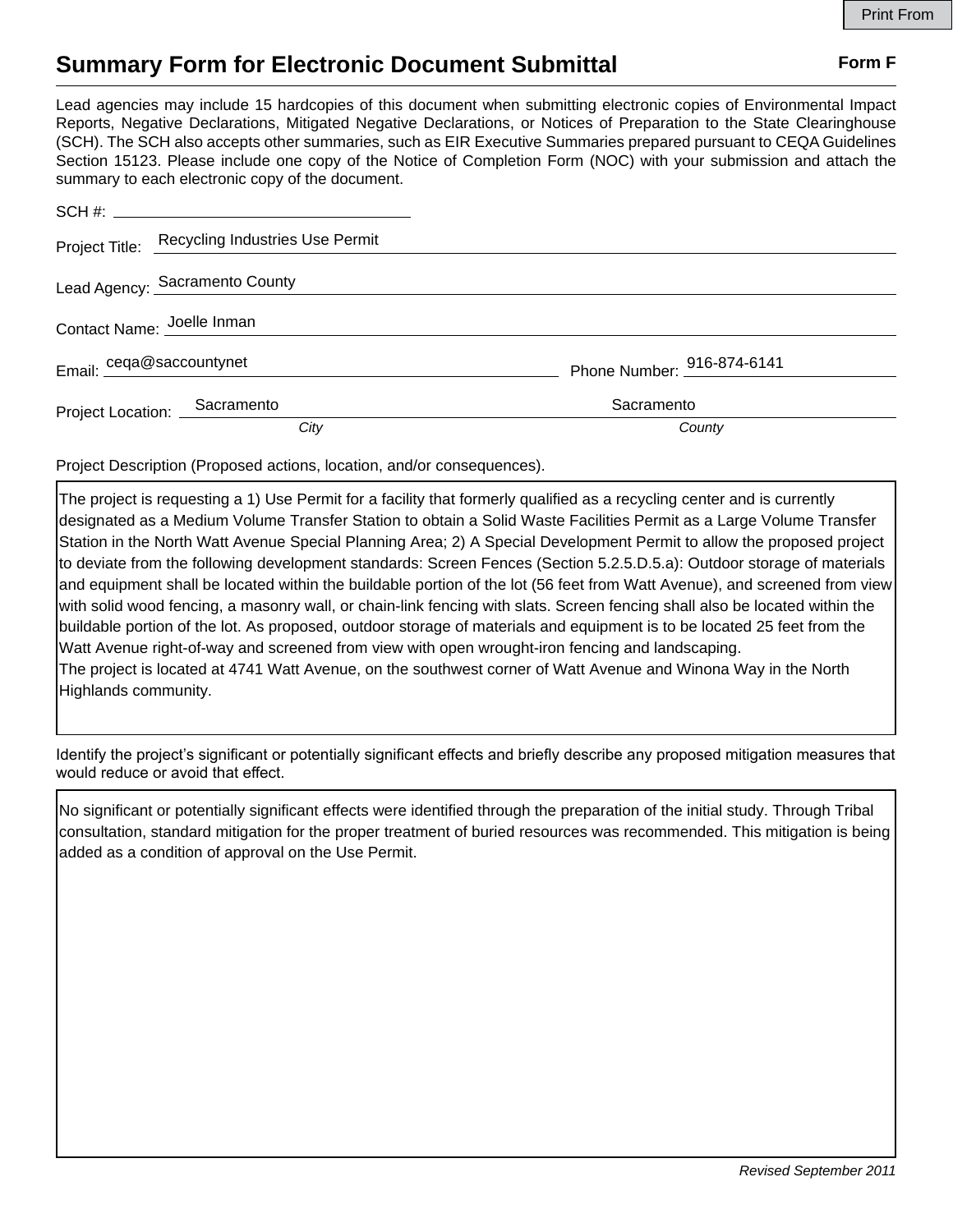Print From

# Summary Form for Electronic Document Submittal

**Form F**

Lead agencies may include 15 hardcopies of this document when submitting electronic copies of Environmental Impact Reports, Negative Declarations, Mitigated Negative Declarations, or Notices of Preparation to the State Clearinghouse (SCH). The SCH also accepts other summaries, such as EIR Executive Summaries prepared pursuant to CEQA Guidelines Section 15123. Please include one copy of the Notice of Completion Form (NOC) with your submission and attach the summary to each electronic copy of the document.

SCH #: 

Project Title: Recycling Industries Use Permit

Lead Agency: Sacramento County

Contact Name: Joelle Inman

Email: ceqa@saccountynet

Phone Number: 916-874-6141

Project Location: Sacramento (*City*) Sacramento (*County*)

Project Description (Proposed actions, location, and/or consequences).

The project is requesting a 1) Use Permit for a facility that formerly qualified as a recycling center and is currently designated as a Medium Volume Transfer Station to obtain a Solid Waste Facilities Permit as a Large Volume Transfer Station in the North Watt Avenue Special Planning Area; 2) A Special Development Permit to allow the proposed project to deviate from the following development standards: Screen Fences (Section 5.2.5.D.5.a): Outdoor storage of materials and equipment shall be located within the buildable portion of the lot (56 feet from Watt Avenue), and screened from view with solid wood fencing, a masonry wall, or chain-link fencing with slats. Screen fencing shall also be located within the buildable portion of the lot. As proposed, outdoor storage of materials and equipment is to be located 25 feet from the Watt Avenue right-of-way and screened from view with open wrought-iron fencing and landscaping.
The project is located at 4741 Watt Avenue, on the southwest corner of Watt Avenue and Winona Way in the North Highlands community.

Identify the project's significant or potentially significant effects and briefly describe any proposed mitigation measures that would reduce or avoid that effect.

No significant or potentially significant effects were identified through the preparation of the initial study. Through Tribal consultation, standard mitigation for the proper treatment of buried resources was recommended. This mitigation is being added as a condition of approval on the Use Permit.

*Revised September 2011*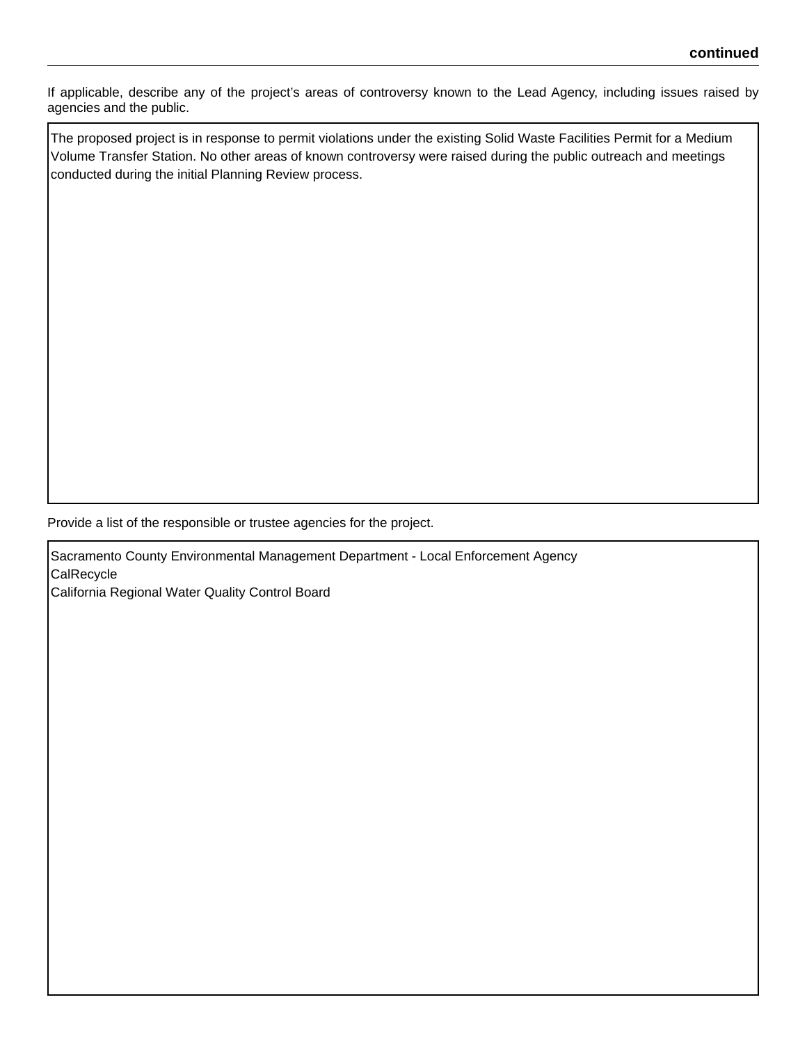**continued**

If applicable, describe any of the project's areas of controversy known to the Lead Agency, including issues raised by agencies and the public.

The proposed project is in response to permit violations under the existing Solid Waste Facilities Permit for a Medium Volume Transfer Station. No other areas of known controversy were raised during the public outreach and meetings conducted during the initial Planning Review process.

Provide a list of the responsible or trustee agencies for the project.

Sacramento County Environmental Management Department - Local Enforcement Agency
CalRecycle
California Regional Water Quality Control Board